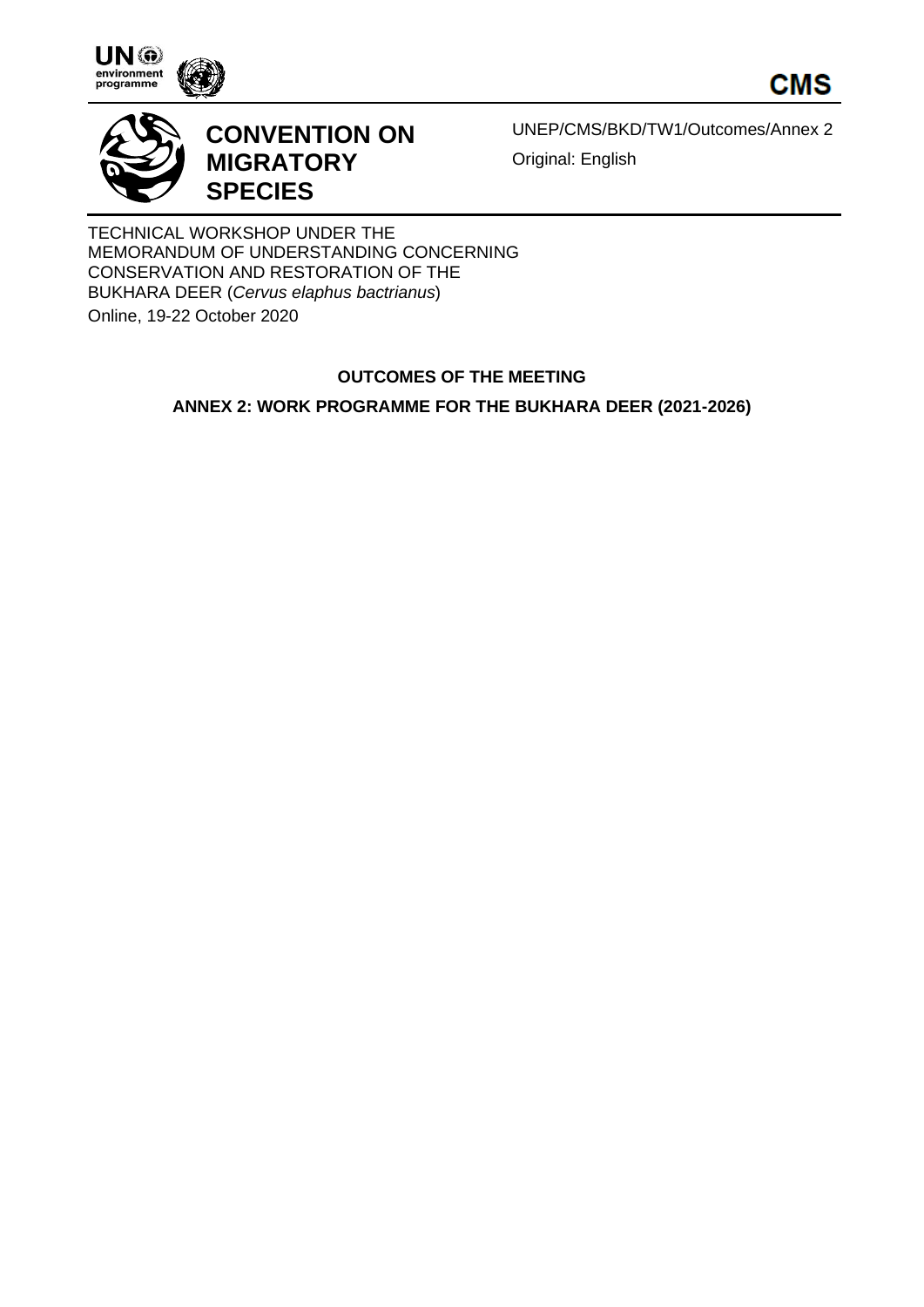**CMS**

# CONVENTION ON MIGRATORY SPECIES

UNEP/CMS/BKD/TW1/Outcomes/Annex 2

Original: English

TECHNICAL WORKSHOP UNDER THE MEMORANDUM OF UNDERSTANDING CONCERNING CONSERVATION AND RESTORATION OF THE BUKHARA DEER (*Cervus elaphus bactrianus*)

Online, 19-22 October 2020

## OUTCOMES OF THE MEETING

## ANNEX 2: WORK PROGRAMME FOR THE BUKHARA DEER (2021-2026)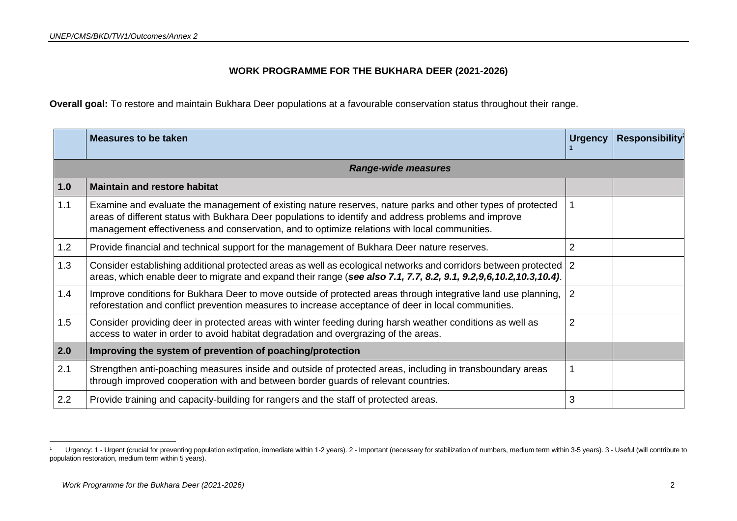## WORK PROGRAMME FOR THE BUKHARA DEER (2021-2026)

**Overall goal:** To restore and maintain Bukhara Deer populations at a favourable conservation status throughout their range.

| | Measures to be taken | Urgency [1] | Responsibility[2] |
|---|---|---|---|
| | ***Range-wide measures*** | | |
| **1.0** | **Maintain and restore habitat** | | |
| 1.1 | Examine and evaluate the management of existing nature reserves, nature parks and other types of protected areas of different status with Bukhara Deer populations to identify and address problems and improve management effectiveness and conservation, and to optimize relations with local communities. | 1 | |
| 1.2 | Provide financial and technical support for the management of Bukhara Deer nature reserves. | 2 | |
| 1.3 | Consider establishing additional protected areas as well as ecological networks and corridors between protected areas, which enable deer to migrate and expand their range (***see also 7.1, 7.7, 8.2, 9.1, 9.2,9,6,10.2,10.3,10.4)***. | 2 | |
| 1.4 | Improve conditions for Bukhara Deer to move outside of protected areas through integrative land use planning, reforestation and conflict prevention measures to increase acceptance of deer in local communities. | 2 | |
| 1.5 | Consider providing deer in protected areas with winter feeding during harsh weather conditions as well as access to water in order to avoid habitat degradation and overgrazing of the areas. | 2 | |
| **2.0** | **Improving the system of prevention of poaching/protection** | | |
| 2.1 | Strengthen anti-poaching measures inside and outside of protected areas, including in transboundary areas through improved cooperation with and between border guards of relevant countries. | 1 | |
| 2.2 | Provide training and capacity-building for rangers and the staff of protected areas. | 3 | |

[1] Urgency: 1 - Urgent (crucial for preventing population extirpation, immediate within 1-2 years). 2 - Important (necessary for stabilization of numbers, medium term within 3-5 years). 3 - Useful (will contribute to population restoration, medium term within 5 years).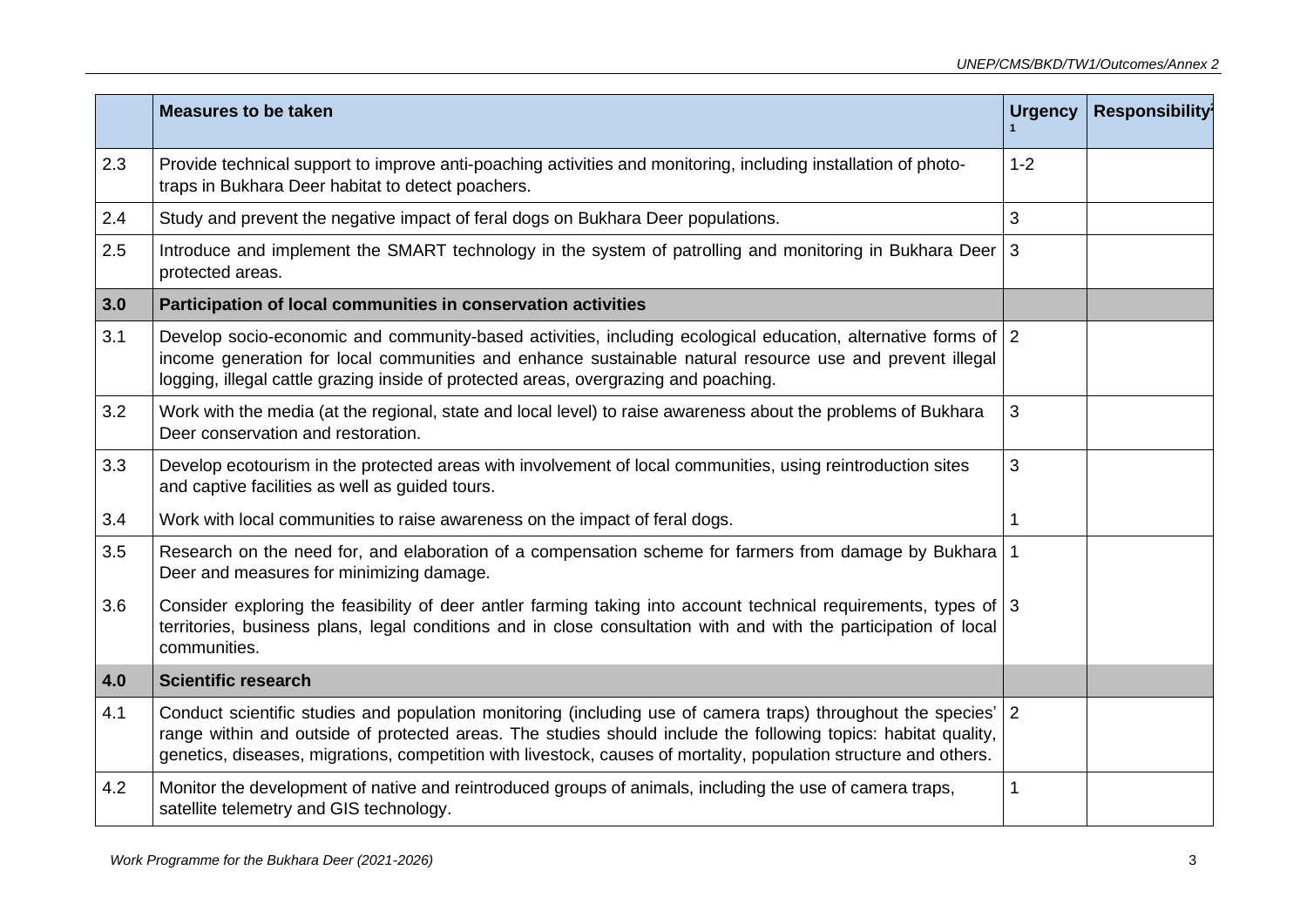|  | Measures to be taken | Urgency [1] | Responsibility[2] |
|---|---|---|---|
| 2.3 | Provide technical support to improve anti-poaching activities and monitoring, including installation of photo-traps in Bukhara Deer habitat to detect poachers. | 1-2 |  |
| 2.4 | Study and prevent the negative impact of feral dogs on Bukhara Deer populations. | 3 |  |
| 2.5 | Introduce and implement the SMART technology in the system of patrolling and monitoring in Bukhara Deer protected areas. | 3 |  |
| **3.0** | **Participation of local communities in conservation activities** |  |  |
| 3.1 | Develop socio-economic and community-based activities, including ecological education, alternative forms of income generation for local communities and enhance sustainable natural resource use and prevent illegal logging, illegal cattle grazing inside of protected areas, overgrazing and poaching. | 2 |  |
| 3.2 | Work with the media (at the regional, state and local level) to raise awareness about the problems of Bukhara Deer conservation and restoration. | 3 |  |
| 3.3 | Develop ecotourism in the protected areas with involvement of local communities, using reintroduction sites and captive facilities as well as guided tours. | 3 |  |
| 3.4 | Work with local communities to raise awareness on the impact of feral dogs. | 1 |  |
| 3.5 | Research on the need for, and elaboration of a compensation scheme for farmers from damage by Bukhara Deer and measures for minimizing damage. | 1 |  |
| 3.6 | Consider exploring the feasibility of deer antler farming taking into account technical requirements, types of territories, business plans, legal conditions and in close consultation with and with the participation of local communities. | 3 |  |
| **4.0** | **Scientific research** |  |  |
| 4.1 | Conduct scientific studies and population monitoring (including use of camera traps) throughout the species' range within and outside of protected areas. The studies should include the following topics: habitat quality, genetics, diseases, migrations, competition with livestock, causes of mortality, population structure and others. | 2 |  |
| 4.2 | Monitor the development of native and reintroduced groups of animals, including the use of camera traps, satellite telemetry and GIS technology. | 1 |  |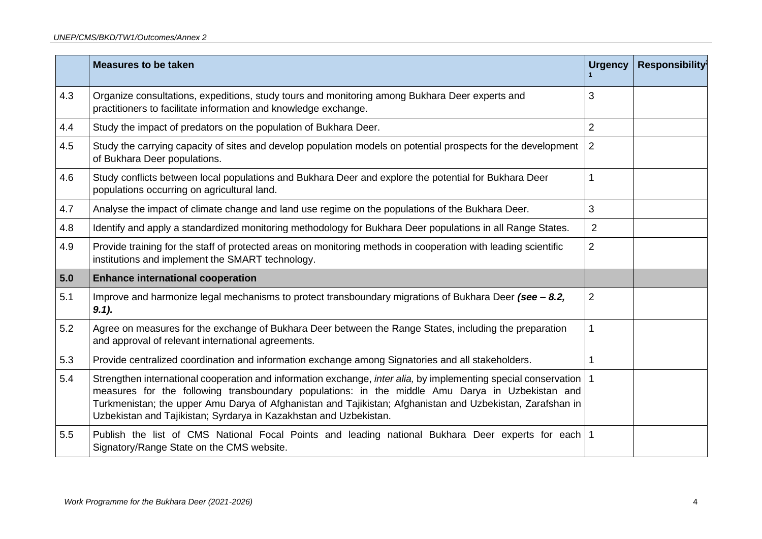| | Measures to be taken | Urgency[1] | Responsibility[2] |
|---|---|---|---|
| 4.3 | Organize consultations, expeditions, study tours and monitoring among Bukhara Deer experts and practitioners to facilitate information and knowledge exchange. | 3 | |
| 4.4 | Study the impact of predators on the population of Bukhara Deer. | 2 | |
| 4.5 | Study the carrying capacity of sites and develop population models on potential prospects for the development of Bukhara Deer populations. | 2 | |
| 4.6 | Study conflicts between local populations and Bukhara Deer and explore the potential for Bukhara Deer populations occurring on agricultural land. | 1 | |
| 4.7 | Analyse the impact of climate change and land use regime on the populations of the Bukhara Deer. | 3 | |
| 4.8 | Identify and apply a standardized monitoring methodology for Bukhara Deer populations in all Range States. | 2 | |
| 4.9 | Provide training for the staff of protected areas on monitoring methods in cooperation with leading scientific institutions and implement the SMART technology. | 2 | |
| **5.0** | **Enhance international cooperation** | | |
| 5.1 | Improve and harmonize legal mechanisms to protect transboundary migrations of Bukhara Deer ***(see – 8.2, 9.1).*** | 2 | |
| 5.2 | Agree on measures for the exchange of Bukhara Deer between the Range States, including the preparation and approval of relevant international agreements. | 1 | |
| 5.3 | Provide centralized coordination and information exchange among Signatories and all stakeholders. | 1 | |
| 5.4 | Strengthen international cooperation and information exchange, *inter alia,* by implementing special conservation measures for the following transboundary populations: in the middle Amu Darya in Uzbekistan and Turkmenistan; the upper Amu Darya of Afghanistan and Tajikistan; Afghanistan and Uzbekistan, Zarafshan in Uzbekistan and Tajikistan; Syrdarya in Kazakhstan and Uzbekistan. | 1 | |
| 5.5 | Publish the list of CMS National Focal Points and leading national Bukhara Deer experts for each Signatory/Range State on the CMS website. | 1 | |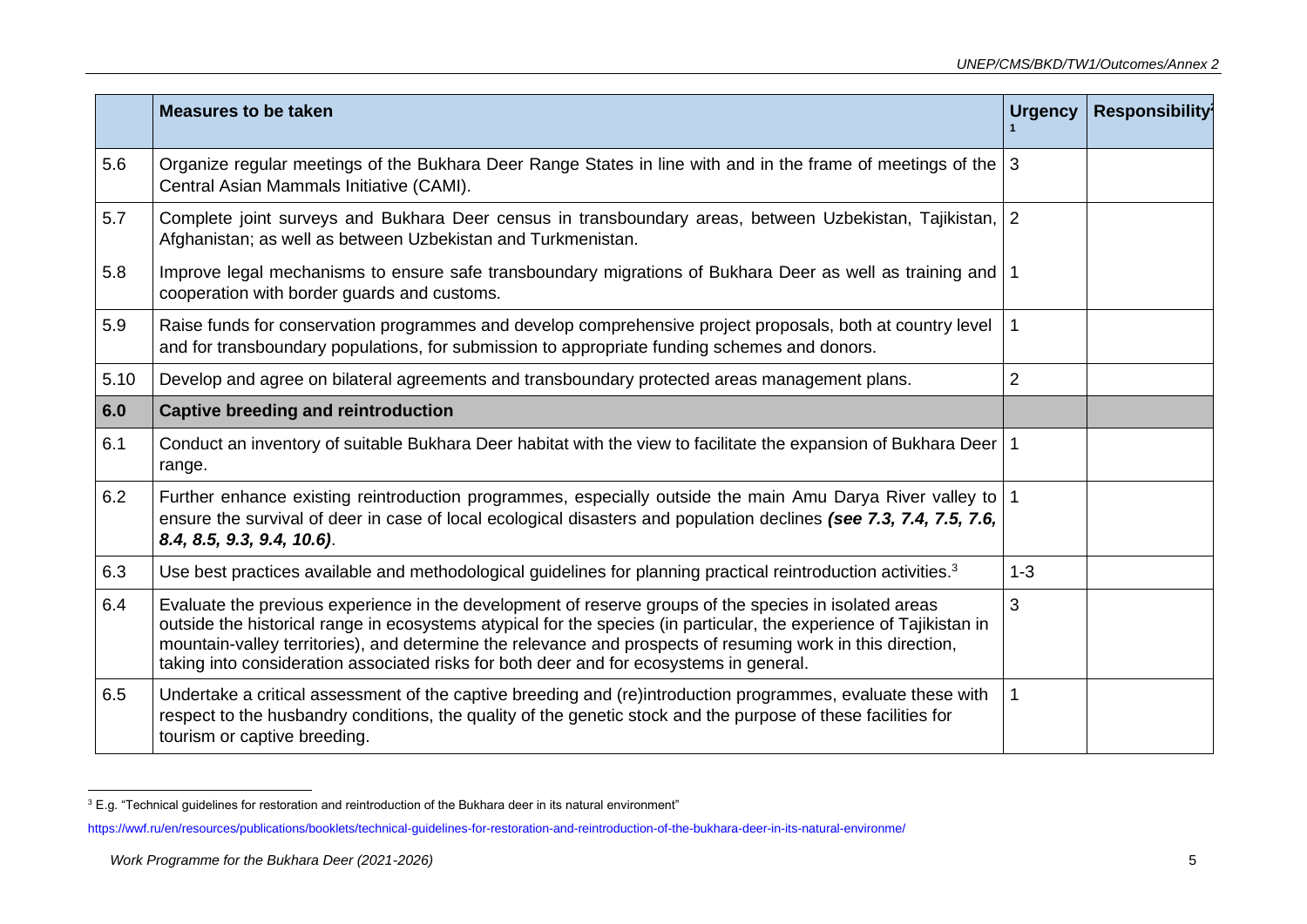|  | **Measures to be taken** | **Urgency** [1] | **Responsibility**[2] |
|---|---|---|---|
| 5.6 | Organize regular meetings of the Bukhara Deer Range States in line with and in the frame of meetings of the Central Asian Mammals Initiative (CAMI). | 3 |  |
| 5.7 | Complete joint surveys and Bukhara Deer census in transboundary areas, between Uzbekistan, Tajikistan, Afghanistan; as well as between Uzbekistan and Turkmenistan. | 2 |  |
| 5.8 | Improve legal mechanisms to ensure safe transboundary migrations of Bukhara Deer as well as training and cooperation with border guards and customs. | 1 |  |
| 5.9 | Raise funds for conservation programmes and develop comprehensive project proposals, both at country level and for transboundary populations, for submission to appropriate funding schemes and donors. | 1 |  |
| 5.10 | Develop and agree on bilateral agreements and transboundary protected areas management plans. | 2 |  |
| **6.0** | **Captive breeding and reintroduction** |  |  |
| 6.1 | Conduct an inventory of suitable Bukhara Deer habitat with the view to facilitate the expansion of Bukhara Deer range. | 1 |  |
| 6.2 | Further enhance existing reintroduction programmes, especially outside the main Amu Darya River valley to ensure the survival of deer in case of local ecological disasters and population declines ***(see 7.3, 7.4, 7.5, 7.6, 8.4, 8.5, 9.3, 9.4, 10.6)***. | 1 |  |
| 6.3 | Use best practices available and methodological guidelines for planning practical reintroduction activities.[3] | 1-3 |  |
| 6.4 | Evaluate the previous experience in the development of reserve groups of the species in isolated areas outside the historical range in ecosystems atypical for the species (in particular, the experience of Tajikistan in mountain-valley territories), and determine the relevance and prospects of resuming work in this direction, taking into consideration associated risks for both deer and for ecosystems in general. | 3 |  |
| 6.5 | Undertake a critical assessment of the captive breeding and (re)introduction programmes, evaluate these with respect to the husbandry conditions, the quality of the genetic stock and the purpose of these facilities for tourism or captive breeding. | 1 |  |

[3] E.g. “Technical guidelines for restoration and reintroduction of the Bukhara deer in its natural environment”

https://wwf.ru/en/resources/publications/booklets/technical-guidelines-for-restoration-and-reintroduction-of-the-bukhara-deer-in-its-natural-environme/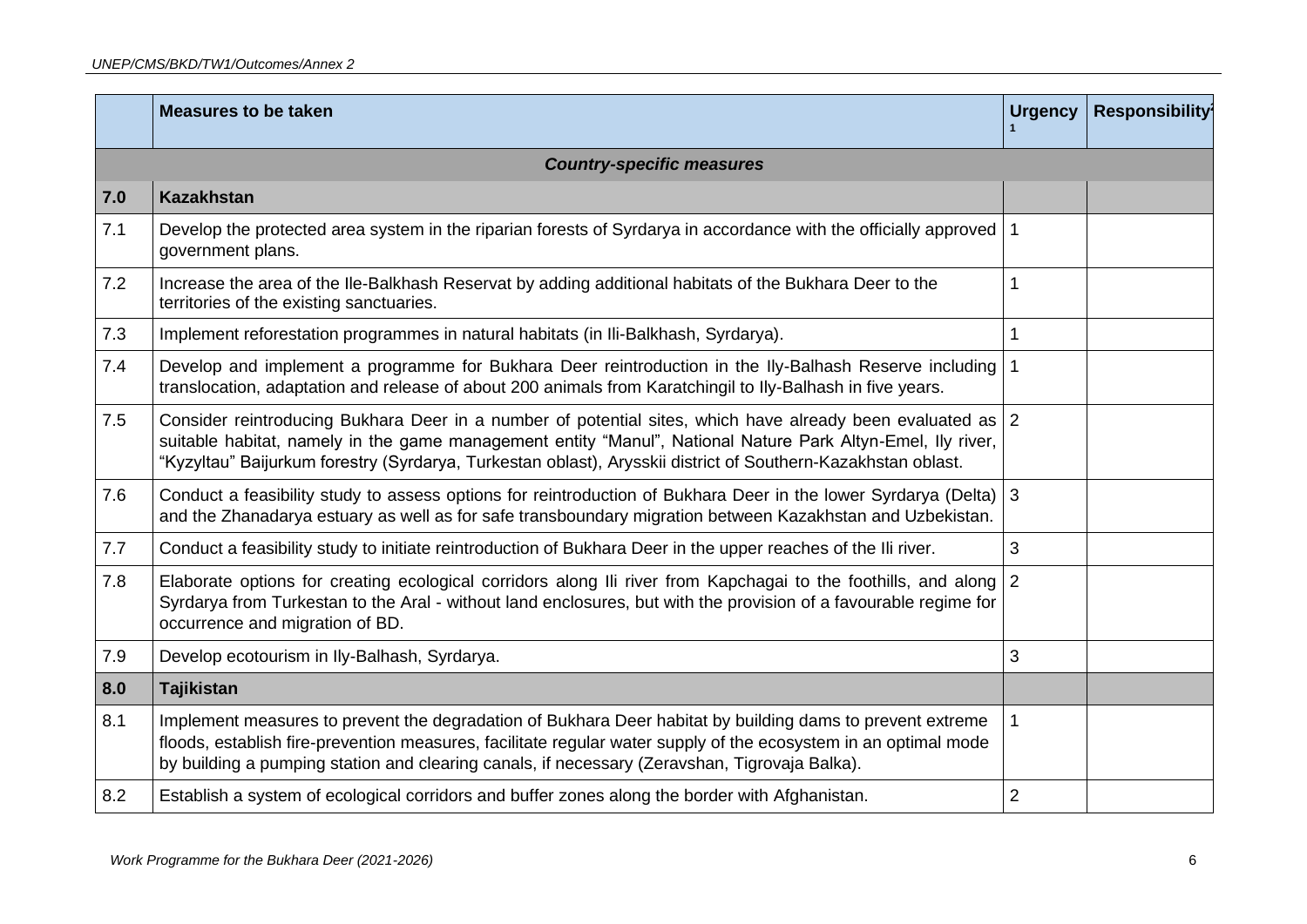| | Measures to be taken | Urgency [1] | Responsibility[2] |
|---|---|---|---|
| | ***Country-specific measures*** | | |
| **7.0** | **Kazakhstan** | | |
| 7.1 | Develop the protected area system in the riparian forests of Syrdarya in accordance with the officially approved government plans. | 1 | |
| 7.2 | Increase the area of the Ile-Balkhash Reservat by adding additional habitats of the Bukhara Deer to the territories of the existing sanctuaries. | 1 | |
| 7.3 | Implement reforestation programmes in natural habitats (in Ili-Balkhash, Syrdarya). | 1 | |
| 7.4 | Develop and implement a programme for Bukhara Deer reintroduction in the Ily-Balhash Reserve including translocation, adaptation and release of about 200 animals from Karatchingil to Ily-Balhash in five years. | 1 | |
| 7.5 | Consider reintroducing Bukhara Deer in a number of potential sites, which have already been evaluated as suitable habitat, namely in the game management entity "Manul", National Nature Park Altyn-Emel, Ily river, "Kyzyltau" Baijurkum forestry (Syrdarya, Turkestan oblast), Arysskii district of Southern-Kazakhstan oblast. | 2 | |
| 7.6 | Conduct a feasibility study to assess options for reintroduction of Bukhara Deer in the lower Syrdarya (Delta) and the Zhanadarya estuary as well as for safe transboundary migration between Kazakhstan and Uzbekistan. | 3 | |
| 7.7 | Conduct a feasibility study to initiate reintroduction of Bukhara Deer in the upper reaches of the Ili river. | 3 | |
| 7.8 | Elaborate options for creating ecological corridors along Ili river from Kapchagai to the foothills, and along Syrdarya from Turkestan to the Aral - without land enclosures, but with the provision of a favourable regime for occurrence and migration of BD. | 2 | |
| 7.9 | Develop ecotourism in Ily-Balhash, Syrdarya. | 3 | |
| **8.0** | **Tajikistan** | | |
| 8.1 | Implement measures to prevent the degradation of Bukhara Deer habitat by building dams to prevent extreme floods, establish fire-prevention measures, facilitate regular water supply of the ecosystem in an optimal mode by building a pumping station and clearing canals, if necessary (Zeravshan, Tigrovaja Balka). | 1 | |
| 8.2 | Establish a system of ecological corridors and buffer zones along the border with Afghanistan. | 2 | |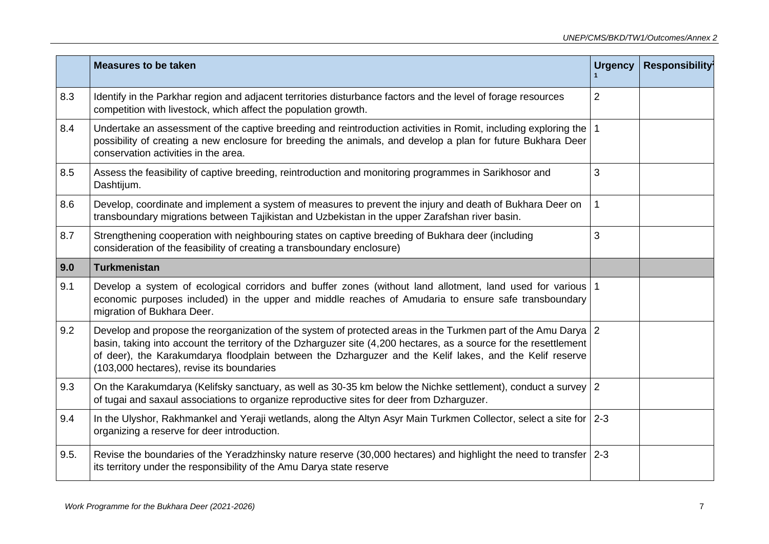| | Measures to be taken | Urgency[1] | Responsibility[2] |
|---|---|---|---|
| 8.3 | Identify in the Parkhar region and adjacent territories disturbance factors and the level of forage resources competition with livestock, which affect the population growth. | 2 | |
| 8.4 | Undertake an assessment of the captive breeding and reintroduction activities in Romit, including exploring the possibility of creating a new enclosure for breeding the animals, and develop a plan for future Bukhara Deer conservation activities in the area. | 1 | |
| 8.5 | Assess the feasibility of captive breeding, reintroduction and monitoring programmes in Sarikhosor and Dashtijum. | 3 | |
| 8.6 | Develop, coordinate and implement a system of measures to prevent the injury and death of Bukhara Deer on transboundary migrations between Tajikistan and Uzbekistan in the upper Zarafshan river basin. | 1 | |
| 8.7 | Strengthening cooperation with neighbouring states on captive breeding of Bukhara deer (including consideration of the feasibility of creating a transboundary enclosure) | 3 | |
| **9.0** | **Turkmenistan** | | |
| 9.1 | Develop a system of ecological corridors and buffer zones (without land allotment, land used for various economic purposes included) in the upper and middle reaches of Amudaria to ensure safe transboundary migration of Bukhara Deer. | 1 | |
| 9.2 | Develop and propose the reorganization of the system of protected areas in the Turkmen part of the Amu Darya basin, taking into account the territory of the Dzharguzer site (4,200 hectares, as a source for the resettlement of deer), the Karakumdarya floodplain between the Dzharguzer and the Kelif lakes, and the Kelif reserve (103,000 hectares), revise its boundaries | 2 | |
| 9.3 | On the Karakumdarya (Kelifsky sanctuary, as well as 30-35 km below the Nichke settlement), conduct a survey of tugai and saxaul associations to organize reproductive sites for deer from Dzharguzer. | 2 | |
| 9.4 | In the Ulyshor, Rakhmankel and Yeraji wetlands, along the Altyn Asyr Main Turkmen Collector, select a site for organizing a reserve for deer introduction. | 2-3 | |
| 9.5. | Revise the boundaries of the Yeradzhinsky nature reserve (30,000 hectares) and highlight the need to transfer its territory under the responsibility of the Amu Darya state reserve | 2-3 | |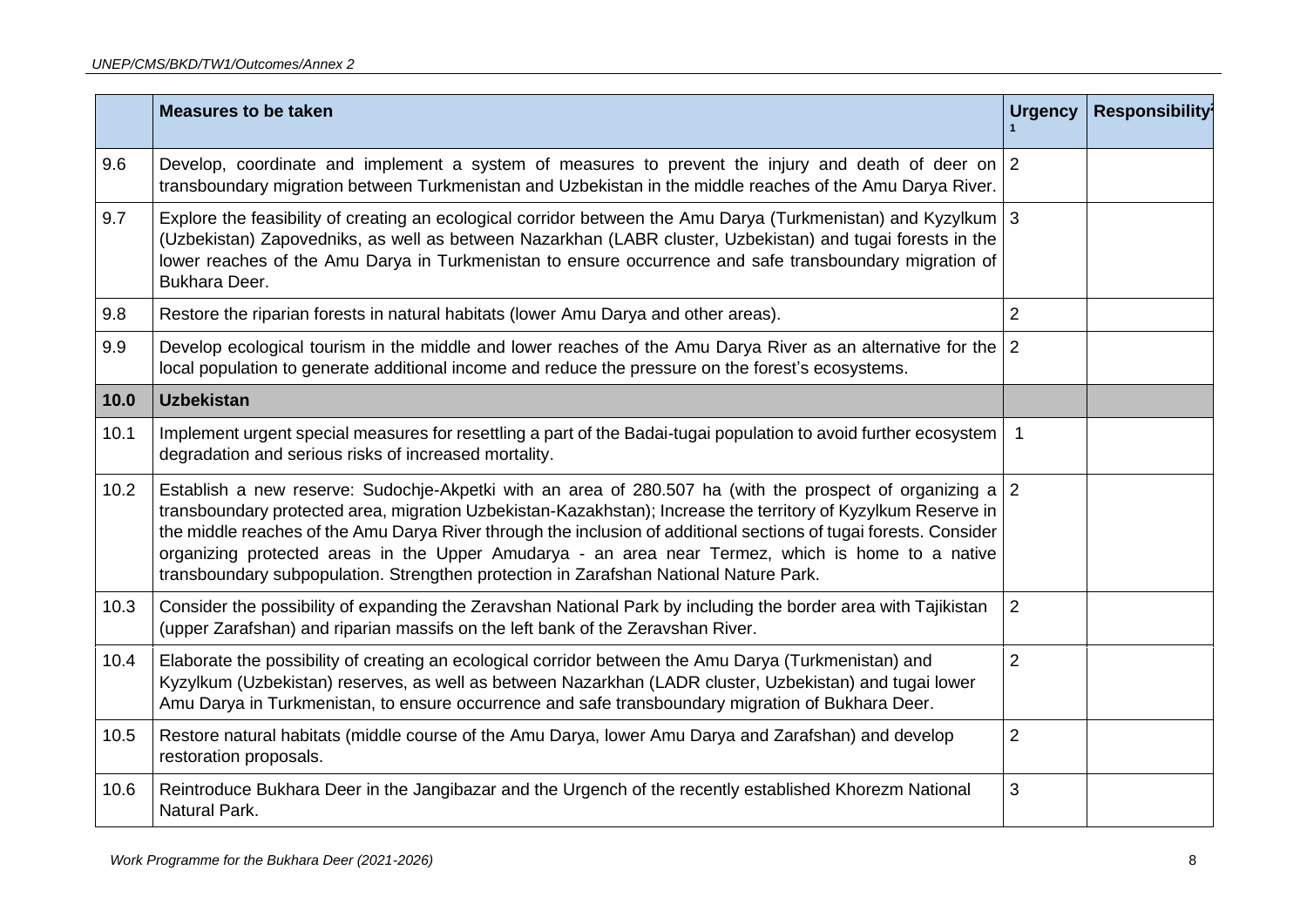| | Measures to be taken | Urgency [1] | Responsibility[2] |
|---|---|---|---|
| 9.6 | Develop, coordinate and implement a system of measures to prevent the injury and death of deer on transboundary migration between Turkmenistan and Uzbekistan in the middle reaches of the Amu Darya River. | 2 | |
| 9.7 | Explore the feasibility of creating an ecological corridor between the Amu Darya (Turkmenistan) and Kyzylkum (Uzbekistan) Zapovedniks, as well as between Nazarkhan (LABR cluster, Uzbekistan) and tugai forests in the lower reaches of the Amu Darya in Turkmenistan to ensure occurrence and safe transboundary migration of Bukhara Deer. | 3 | |
| 9.8 | Restore the riparian forests in natural habitats (lower Amu Darya and other areas). | 2 | |
| 9.9 | Develop ecological tourism in the middle and lower reaches of the Amu Darya River as an alternative for the local population to generate additional income and reduce the pressure on the forest's ecosystems. | 2 | |
| **10.0** | **Uzbekistan** | | |
| 10.1 | Implement urgent special measures for resettling a part of the Badai-tugai population to avoid further ecosystem degradation and serious risks of increased mortality. | 1 | |
| 10.2 | Establish a new reserve: Sudochje-Akpetki with an area of 280.507 ha (with the prospect of organizing a transboundary protected area, migration Uzbekistan-Kazakhstan); Increase the territory of Kyzylkum Reserve in the middle reaches of the Amu Darya River through the inclusion of additional sections of tugai forests. Consider organizing protected areas in the Upper Amudarya - an area near Termez, which is home to a native transboundary subpopulation. Strengthen protection in Zarafshan National Nature Park. | 2 | |
| 10.3 | Consider the possibility of expanding the Zeravshan National Park by including the border area with Tajikistan (upper Zarafshan) and riparian massifs on the left bank of the Zeravshan River. | 2 | |
| 10.4 | Elaborate the possibility of creating an ecological corridor between the Amu Darya (Turkmenistan) and Kyzylkum (Uzbekistan) reserves, as well as between Nazarkhan (LADR cluster, Uzbekistan) and tugai lower Amu Darya in Turkmenistan, to ensure occurrence and safe transboundary migration of Bukhara Deer. | 2 | |
| 10.5 | Restore natural habitats (middle course of the Amu Darya, lower Amu Darya and Zarafshan) and develop restoration proposals. | 2 | |
| 10.6 | Reintroduce Bukhara Deer in the Jangibazar and the Urgench of the recently established Khorezm National Natural Park. | 3 | |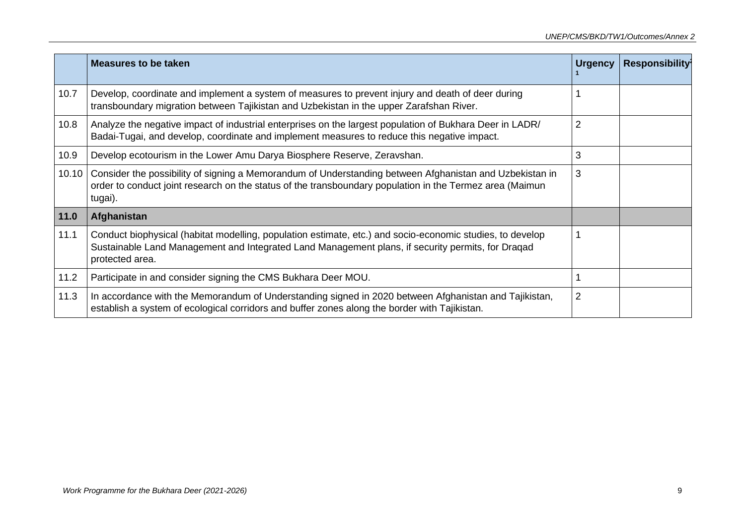| | Measures to be taken | Urgency[1] | Responsibility[2] |
|---|---|---|---|
| 10.7 | Develop, coordinate and implement a system of measures to prevent injury and death of deer during transboundary migration between Tajikistan and Uzbekistan in the upper Zarafshan River. | 1 | |
| 10.8 | Analyze the negative impact of industrial enterprises on the largest population of Bukhara Deer in LADR/ Badai-Tugai, and develop, coordinate and implement measures to reduce this negative impact. | 2 | |
| 10.9 | Develop ecotourism in the Lower Amu Darya Biosphere Reserve, Zeravshan. | 3 | |
| 10.10 | Consider the possibility of signing a Memorandum of Understanding between Afghanistan and Uzbekistan in order to conduct joint research on the status of the transboundary population in the Termez area (Maimun tugai). | 3 | |
| **11.0** | **Afghanistan** | | |
| 11.1 | Conduct biophysical (habitat modelling, population estimate, etc.) and socio-economic studies, to develop Sustainable Land Management and Integrated Land Management plans, if security permits, for Draqad protected area. | 1 | |
| 11.2 | Participate in and consider signing the CMS Bukhara Deer MOU. | 1 | |
| 11.3 | In accordance with the Memorandum of Understanding signed in 2020 between Afghanistan and Tajikistan, establish a system of ecological corridors and buffer zones along the border with Tajikistan. | 2 | |